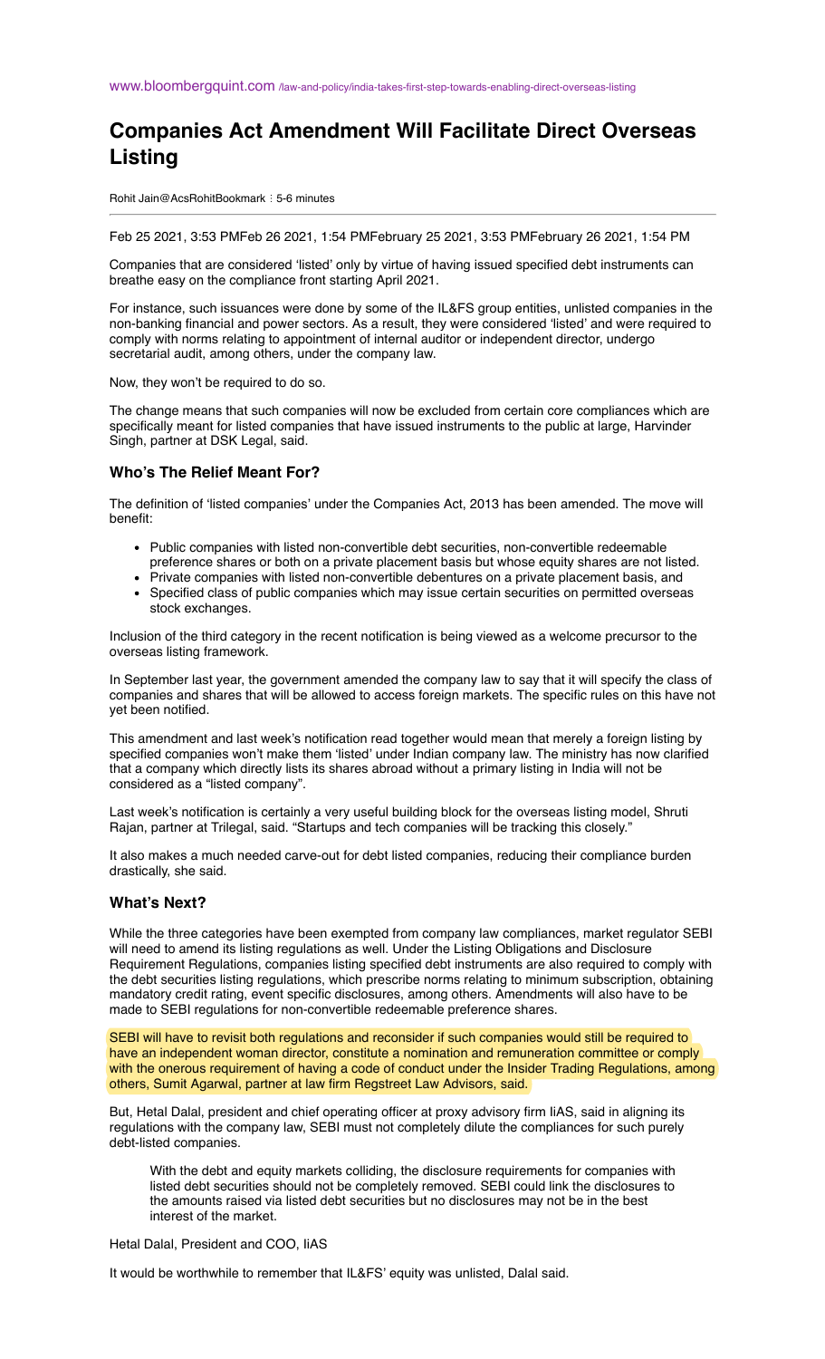www.bloombergquint.com /law-and-policy/india-takes-first-step-towards-enabling-direct-overseas-listing

# Companies Act Amendment Will Facilitate Direct Overseas Listing

Rohit Jain@AcsRohitBookmark ⁝ 5-6 minutes

Feb 25 2021, 3:53 PMFeb 26 2021, 1:54 PMFebruary 25 2021, 3:53 PMFebruary 26 2021, 1:54 PM

Companies that are considered 'listed' only by virtue of having issued specified debt instruments can breathe easy on the compliance front starting April 2021.

For instance, such issuances were done by some of the IL&FS group entities, unlisted companies in the non-banking financial and power sectors. As a result, they were considered 'listed' and were required to comply with norms relating to appointment of internal auditor or independent director, undergo secretarial audit, among others, under the company law.

Now, they won't be required to do so.

The change means that such companies will now be excluded from certain core compliances which are specifically meant for listed companies that have issued instruments to the public at large, Harvinder Singh, partner at DSK Legal, said.

## Who's The Relief Meant For?

The definition of 'listed companies' under the Companies Act, 2013 has been amended. The move will benefit:

- Public companies with listed non-convertible debt securities, non-convertible redeemable preference shares or both on a private placement basis but whose equity shares are not listed.
- Private companies with listed non-convertible debentures on a private placement basis, and
- Specified class of public companies which may issue certain securities on permitted overseas stock exchanges.

Inclusion of the third category in the recent notification is being viewed as a welcome precursor to the overseas listing framework.

In September last year, the government amended the company law to say that it will specify the class of companies and shares that will be allowed to access foreign markets. The specific rules on this have not yet been notified.

This amendment and last week's notification read together would mean that merely a foreign listing by specified companies won't make them 'listed' under Indian company law. The ministry has now clarified that a company which directly lists its shares abroad without a primary listing in India will not be considered as a "listed company".

Last week's notification is certainly a very useful building block for the overseas listing model, Shruti Rajan, partner at Trilegal, said. "Startups and tech companies will be tracking this closely."

It also makes a much needed carve-out for debt listed companies, reducing their compliance burden drastically, she said.

## What's Next?

While the three categories have been exempted from company law compliances, market regulator SEBI will need to amend its listing regulations as well. Under the Listing Obligations and Disclosure Requirement Regulations, companies listing specified debt instruments are also required to comply with the debt securities listing regulations, which prescribe norms relating to minimum subscription, obtaining mandatory credit rating, event specific disclosures, among others. Amendments will also have to be made to SEBI regulations for non-convertible redeemable preference shares.

SEBI will have to revisit both regulations and reconsider if such companies would still be required to have an independent woman director, constitute a nomination and remuneration committee or comply with the onerous requirement of having a code of conduct under the Insider Trading Regulations, among others, Sumit Agarwal, partner at law firm Regstreet Law Advisors, said.

But, Hetal Dalal, president and chief operating officer at proxy advisory firm IiAS, said in aligning its regulations with the company law, SEBI must not completely dilute the compliances for such purely debt-listed companies.

> With the debt and equity markets colliding, the disclosure requirements for companies with listed debt securities should not be completely removed. SEBI could link the disclosures to the amounts raised via listed debt securities but no disclosures may not be in the best interest of the market.

Hetal Dalal, President and COO, IiAS

It would be worthwhile to remember that IL&FS' equity was unlisted, Dalal said.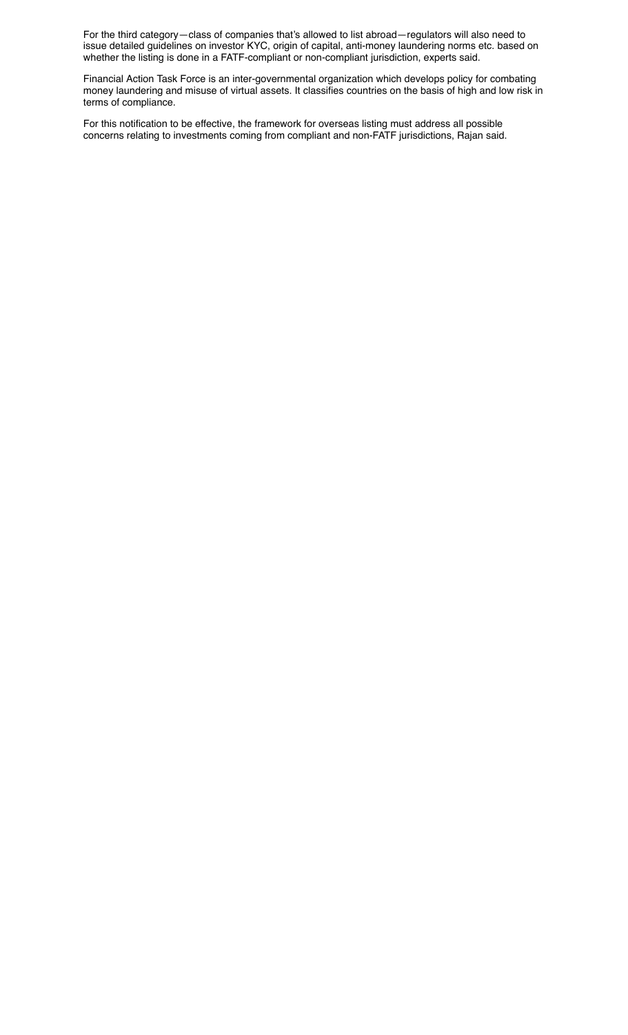For the third category—class of companies that's allowed to list abroad—regulators will also need to issue detailed guidelines on investor KYC, origin of capital, anti-money laundering norms etc. based on whether the listing is done in a FATF-compliant or non-compliant jurisdiction, experts said.

Financial Action Task Force is an inter-governmental organization which develops policy for combating money laundering and misuse of virtual assets. It classifies countries on the basis of high and low risk in terms of compliance.

For this notification to be effective, the framework for overseas listing must address all possible concerns relating to investments coming from compliant and non-FATF jurisdictions, Rajan said.